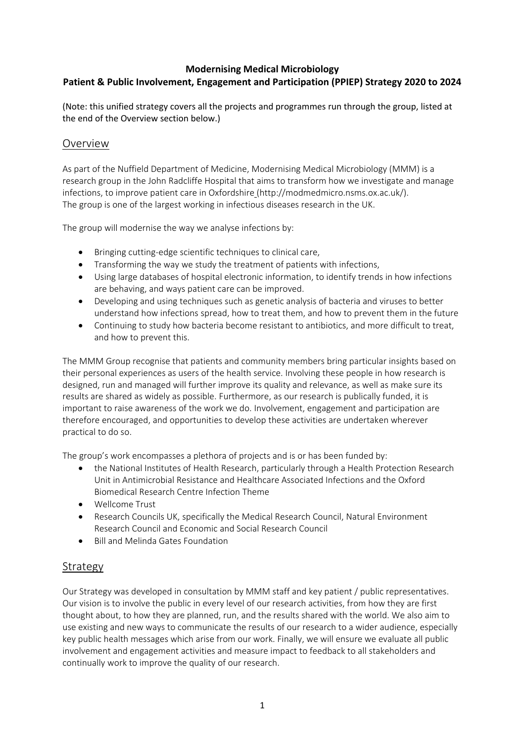**Modernising Medical Microbiology**
**Patient & Public Involvement, Engagement and Participation (PPIEP) Strategy 2020 to 2024**

(Note: this unified strategy covers all the projects and programmes run through the group, listed at the end of the Overview section below.)

## Overview

As part of the Nuffield Department of Medicine, Modernising Medical Microbiology (MMM) is a research group in the John Radcliffe Hospital that aims to transform how we investigate and manage infections, to improve patient care in Oxfordshire (http://modmedmicro.nsms.ox.ac.uk/). The group is one of the largest working in infectious diseases research in the UK.

The group will modernise the way we analyse infections by:

- Bringing cutting-edge scientific techniques to clinical care,
- Transforming the way we study the treatment of patients with infections,
- Using large databases of hospital electronic information, to identify trends in how infections are behaving, and ways patient care can be improved.
- Developing and using techniques such as genetic analysis of bacteria and viruses to better understand how infections spread, how to treat them, and how to prevent them in the future
- Continuing to study how bacteria become resistant to antibiotics, and more difficult to treat, and how to prevent this.

The MMM Group recognise that patients and community members bring particular insights based on their personal experiences as users of the health service. Involving these people in how research is designed, run and managed will further improve its quality and relevance, as well as make sure its results are shared as widely as possible. Furthermore, as our research is publically funded, it is important to raise awareness of the work we do. Involvement, engagement and participation are therefore encouraged, and opportunities to develop these activities are undertaken wherever practical to do so.

The group's work encompasses a plethora of projects and is or has been funded by:

- the National Institutes of Health Research, particularly through a Health Protection Research Unit in Antimicrobial Resistance and Healthcare Associated Infections and the Oxford Biomedical Research Centre Infection Theme
- Wellcome Trust
- Research Councils UK, specifically the Medical Research Council, Natural Environment Research Council and Economic and Social Research Council
- Bill and Melinda Gates Foundation

## Strategy

Our Strategy was developed in consultation by MMM staff and key patient / public representatives. Our vision is to involve the public in every level of our research activities, from how they are first thought about, to how they are planned, run, and the results shared with the world. We also aim to use existing and new ways to communicate the results of our research to a wider audience, especially key public health messages which arise from our work. Finally, we will ensure we evaluate all public involvement and engagement activities and measure impact to feedback to all stakeholders and continually work to improve the quality of our research.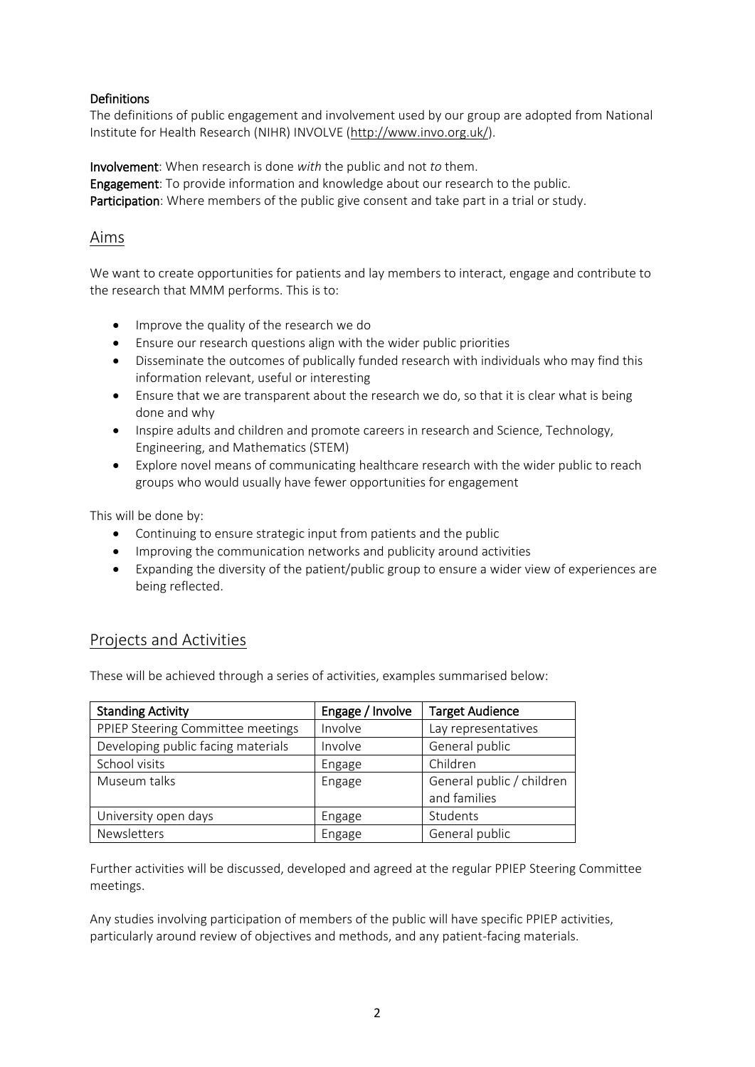**Definitions**

The definitions of public engagement and involvement used by our group are adopted from National Institute for Health Research (NIHR) INVOLVE (http://www.invo.org.uk/).

**Involvement**: When research is done *with* the public and not *to* them.
**Engagement**: To provide information and knowledge about our research to the public.
**Participation**: Where members of the public give consent and take part in a trial or study.

## Aims

We want to create opportunities for patients and lay members to interact, engage and contribute to the research that MMM performs. This is to:

- Improve the quality of the research we do
- Ensure our research questions align with the wider public priorities
- Disseminate the outcomes of publically funded research with individuals who may find this information relevant, useful or interesting
- Ensure that we are transparent about the research we do, so that it is clear what is being done and why
- Inspire adults and children and promote careers in research and Science, Technology, Engineering, and Mathematics (STEM)
- Explore novel means of communicating healthcare research with the wider public to reach groups who would usually have fewer opportunities for engagement

This will be done by:

- Continuing to ensure strategic input from patients and the public
- Improving the communication networks and publicity around activities
- Expanding the diversity of the patient/public group to ensure a wider view of experiences are being reflected.

## Projects and Activities

These will be achieved through a series of activities, examples summarised below:

| Standing Activity | Engage / Involve | Target Audience |
|---|---|---|
| PPIEP Steering Committee meetings | Involve | Lay representatives |
| Developing public facing materials | Involve | General public |
| School visits | Engage | Children |
| Museum talks | Engage | General public / children and families |
| University open days | Engage | Students |
| Newsletters | Engage | General public |

Further activities will be discussed, developed and agreed at the regular PPIEP Steering Committee meetings.

Any studies involving participation of members of the public will have specific PPIEP activities, particularly around review of objectives and methods, and any patient-facing materials.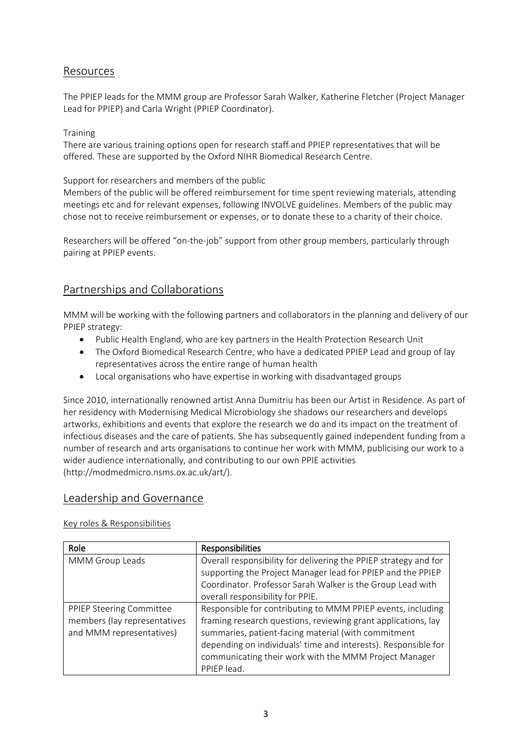## Resources

The PPIEP leads for the MMM group are Professor Sarah Walker, Katherine Fletcher (Project Manager Lead for PPIEP) and Carla Wright (PPIEP Coordinator).

Training

There are various training options open for research staff and PPIEP representatives that will be offered. These are supported by the Oxford NIHR Biomedical Research Centre.

Support for researchers and members of the public

Members of the public will be offered reimbursement for time spent reviewing materials, attending meetings etc and for relevant expenses, following INVOLVE guidelines. Members of the public may chose not to receive reimbursement or expenses, or to donate these to a charity of their choice.

Researchers will be offered "on-the-job" support from other group members, particularly through pairing at PPIEP events.

## Partnerships and Collaborations

MMM will be working with the following partners and collaborators in the planning and delivery of our PPIEP strategy:

- Public Health England, who are key partners in the Health Protection Research Unit
- The Oxford Biomedical Research Centre, who have a dedicated PPIEP Lead and group of lay representatives across the entire range of human health
- Local organisations who have expertise in working with disadvantaged groups

Since 2010, internationally renowned artist Anna Dumitriu has been our Artist in Residence. As part of her residency with Modernising Medical Microbiology she shadows our researchers and develops artworks, exhibitions and events that explore the research we do and its impact on the treatment of infectious diseases and the care of patients. She has subsequently gained independent funding from a number of research and arts organisations to continue her work with MMM, publicising our work to a wider audience internationally, and contributing to our own PPIE activities (http://modmedmicro.nsms.ox.ac.uk/art/).

## Leadership and Governance

### Key roles & Responsibilities

| Role | Responsibilities |
|---|---|
| MMM Group Leads | Overall responsibility for delivering the PPIEP strategy and for supporting the Project Manager lead for PPIEP and the PPIEP Coordinator. Professor Sarah Walker is the Group Lead with overall responsibility for PPIE. |
| PPIEP Steering Committee members (lay representatives and MMM representatives) | Responsible for contributing to MMM PPIEP events, including framing research questions, reviewing grant applications, lay summaries, patient-facing material (with commitment depending on individuals' time and interests). Responsible for communicating their work with the MMM Project Manager PPIEP lead. |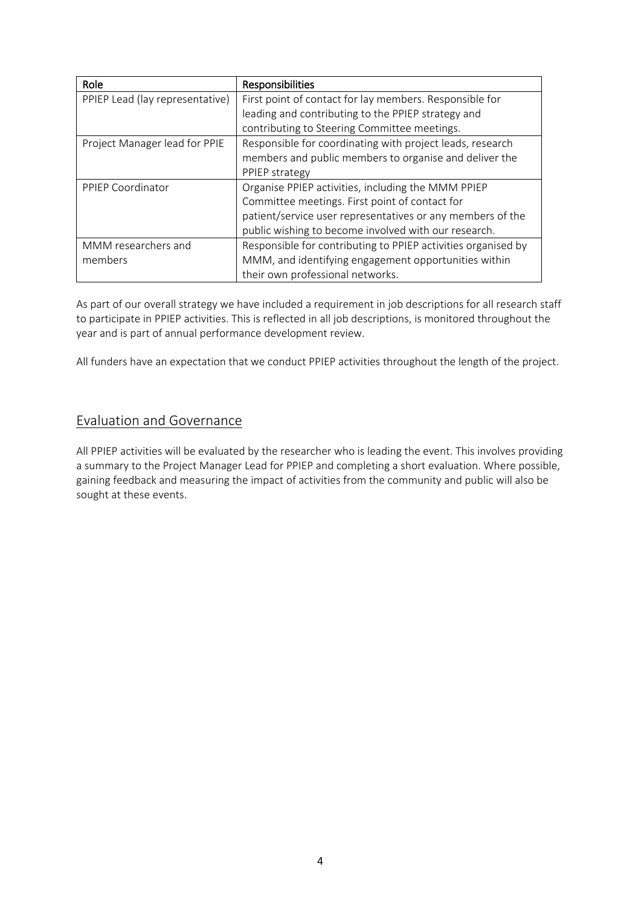| Role | Responsibilities |
| --- | --- |
| PPIEP Lead (lay representative) | First point of contact for lay members. Responsible for leading and contributing to the PPIEP strategy and contributing to Steering Committee meetings. |
| Project Manager lead for PPIE | Responsible for coordinating with project leads, research members and public members to organise and deliver the PPIEP strategy |
| PPIEP Coordinator | Organise PPIEP activities, including the MMM PPIEP Committee meetings. First point of contact for patient/service user representatives or any members of the public wishing to become involved with our research. |
| MMM researchers and members | Responsible for contributing to PPIEP activities organised by MMM, and identifying engagement opportunities within their own professional networks. |

As part of our overall strategy we have included a requirement in job descriptions for all research staff to participate in PPIEP activities. This is reflected in all job descriptions, is monitored throughout the year and is part of annual performance development review.

All funders have an expectation that we conduct PPIEP activities throughout the length of the project.

## Evaluation and Governance

All PPIEP activities will be evaluated by the researcher who is leading the event. This involves providing a summary to the Project Manager Lead for PPIEP and completing a short evaluation. Where possible, gaining feedback and measuring the impact of activities from the community and public will also be sought at these events.